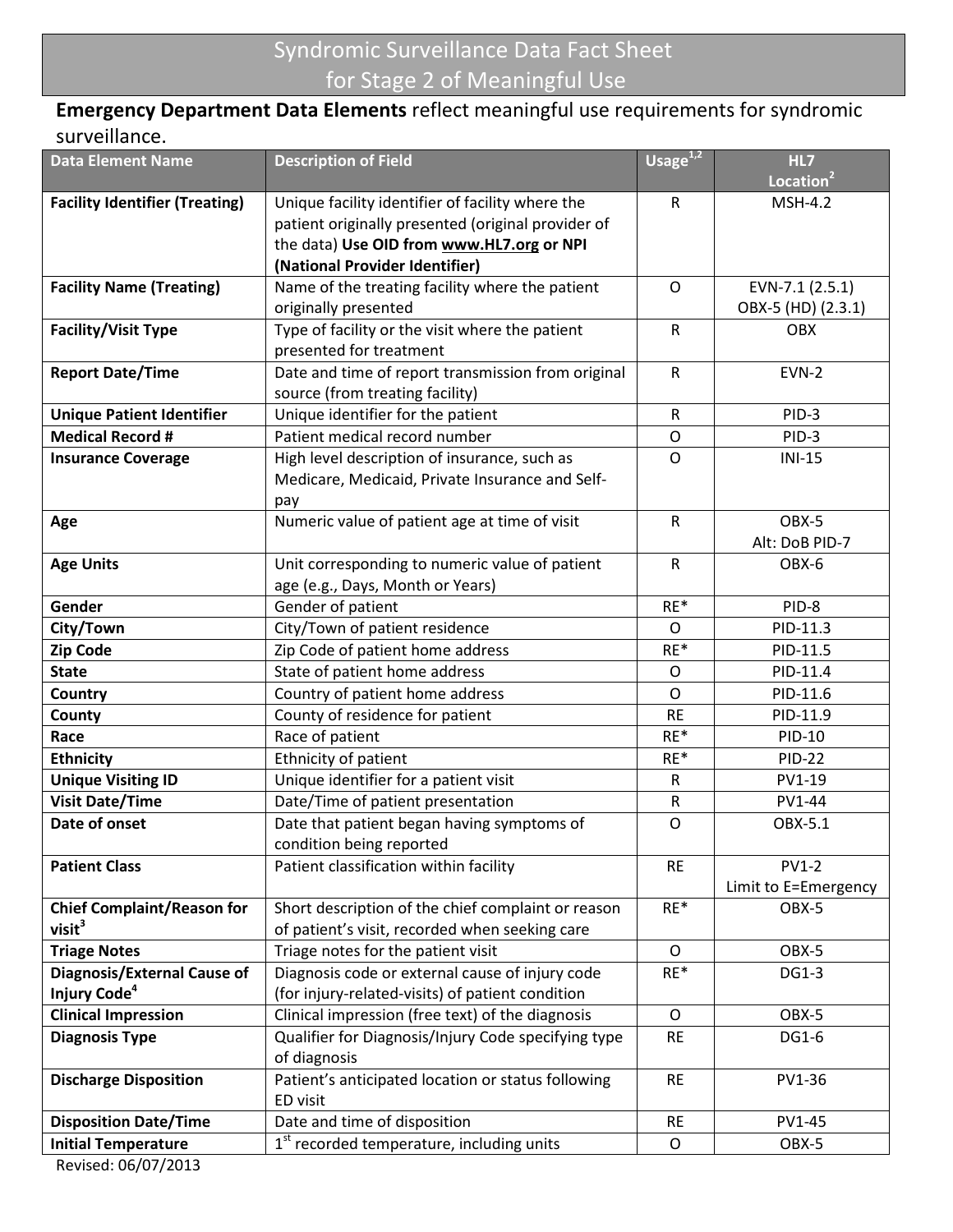# Syndromic Surveillance Data Fact Sheet for Stage 2 of Meaningful Use

**Emergency Department Data Elements** reflect meaningful use requirements for syndromic surveillance.

| Data Element Name | Description of Field | Usage[1,2] | HL7 Location[2] |
|---|---|---|---|
| **Facility Identifier (Treating)** | Unique facility identifier of facility where the patient originally presented (original provider of the data) **Use OID from www.HL7.org or NPI (National Provider Identifier)** | R | MSH-4.2 |
| **Facility Name (Treating)** | Name of the treating facility where the patient originally presented | O | EVN-7.1 (2.5.1) OBX-5 (HD) (2.3.1) |
| **Facility/Visit Type** | Type of facility or the visit where the patient presented for treatment | R | OBX |
| **Report Date/Time** | Date and time of report transmission from original source (from treating facility) | R | EVN-2 |
| **Unique Patient Identifier** | Unique identifier for the patient | R | PID-3 |
| **Medical Record #** | Patient medical record number | O | PID-3 |
| **Insurance Coverage** | High level description of insurance, such as Medicare, Medicaid, Private Insurance and Self-pay | O | INI-15 |
| **Age** | Numeric value of patient age at time of visit | R | OBX-5 Alt: DoB PID-7 |
| **Age Units** | Unit corresponding to numeric value of patient age (e.g., Days, Month or Years) | R | OBX-6 |
| **Gender** | Gender of patient | RE* | PID-8 |
| **City/Town** | City/Town of patient residence | O | PID-11.3 |
| **Zip Code** | Zip Code of patient home address | RE* | PID-11.5 |
| **State** | State of patient home address | O | PID-11.4 |
| **Country** | Country of patient home address | O | PID-11.6 |
| **County** | County of residence for patient | RE | PID-11.9 |
| **Race** | Race of patient | RE* | PID-10 |
| **Ethnicity** | Ethnicity of patient | RE* | PID-22 |
| **Unique Visiting ID** | Unique identifier for a patient visit | R | PV1-19 |
| **Visit Date/Time** | Date/Time of patient presentation | R | PV1-44 |
| **Date of onset** | Date that patient began having symptoms of condition being reported | O | OBX-5.1 |
| **Patient Class** | Patient classification within facility | RE | PV1-2 Limit to E=Emergency |
| **Chief Complaint/Reason for visit[3]** | Short description of the chief complaint or reason of patient's visit, recorded when seeking care | RE* | OBX-5 |
| **Triage Notes** | Triage notes for the patient visit | O | OBX-5 |
| **Diagnosis/External Cause of Injury Code[4]** | Diagnosis code or external cause of injury code (for injury-related-visits) of patient condition | RE* | DG1-3 |
| **Clinical Impression** | Clinical impression (free text) of the diagnosis | O | OBX-5 |
| **Diagnosis Type** | Qualifier for Diagnosis/Injury Code specifying type of diagnosis | RE | DG1-6 |
| **Discharge Disposition** | Patient's anticipated location or status following ED visit | RE | PV1-36 |
| **Disposition Date/Time** | Date and time of disposition | RE | PV1-45 |
| **Initial Temperature** | 1st recorded temperature, including units | O | OBX-5 |

Revised: 06/07/2013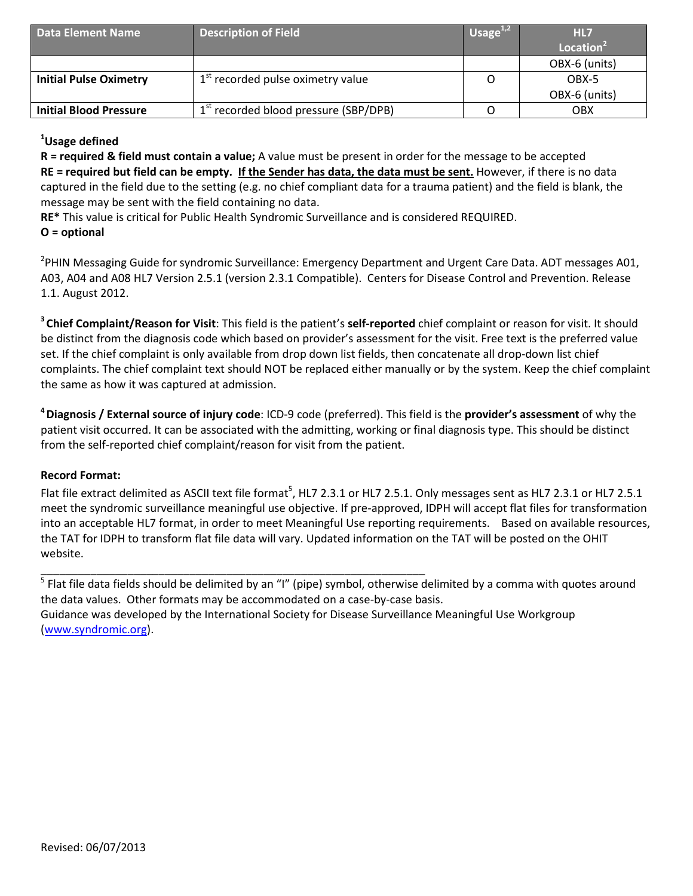| Data Element Name | Description of Field | Usage[1,2] | HL7 Location[2] |
|---|---|---|---|
| | | | OBX-6 (units) |
| **Initial Pulse Oximetry** | 1st recorded pulse oximetry value | O | OBX-5<br>OBX-6 (units) |
| **Initial Blood Pressure** | 1st recorded blood pressure (SBP/DPB) | O | OBX |

**[1]Usage defined**

**R = required & field must contain a value;** A value must be present in order for the message to be accepted

**RE = required but field can be empty.** **If the Sender has data, the data must be sent.** However, if there is no data captured in the field due to the setting (e.g. no chief compliant data for a trauma patient) and the field is blank, the message may be sent with the field containing no data.

**RE*** This value is critical for Public Health Syndromic Surveillance and is considered REQUIRED.

**O = optional**

[2]PHIN Messaging Guide for syndromic Surveillance: Emergency Department and Urgent Care Data. ADT messages A01, A03, A04 and A08 HL7 Version 2.5.1 (version 2.3.1 Compatible). Centers for Disease Control and Prevention. Release 1.1. August 2012.

[3] **Chief Complaint/Reason for Visit**: This field is the patient's **self-reported** chief complaint or reason for visit. It should be distinct from the diagnosis code which based on provider's assessment for the visit. Free text is the preferred value set. If the chief complaint is only available from drop down list fields, then concatenate all drop-down list chief complaints. The chief complaint text should NOT be replaced either manually or by the system. Keep the chief complaint the same as how it was captured at admission.

[4] **Diagnosis / External source of injury code**: ICD-9 code (preferred). This field is the **provider's assessment** of why the patient visit occurred. It can be associated with the admitting, working or final diagnosis type. This should be distinct from the self-reported chief complaint/reason for visit from the patient.

**Record Format:**

Flat file extract delimited as ASCII text file format[5], HL7 2.3.1 or HL7 2.5.1. Only messages sent as HL7 2.3.1 or HL7 2.5.1 meet the syndromic surveillance meaningful use objective. If pre-approved, IDPH will accept flat files for transformation into an acceptable HL7 format, in order to meet Meaningful Use reporting requirements. Based on available resources, the TAT for IDPH to transform flat file data will vary. Updated information on the TAT will be posted on the OHIT website.

---

[5] Flat file data fields should be delimited by an "I" (pipe) symbol, otherwise delimited by a comma with quotes around the data values. Other formats may be accommodated on a case-by-case basis.

Guidance was developed by the International Society for Disease Surveillance Meaningful Use Workgroup (www.syndromic.org).

Revised: 06/07/2013